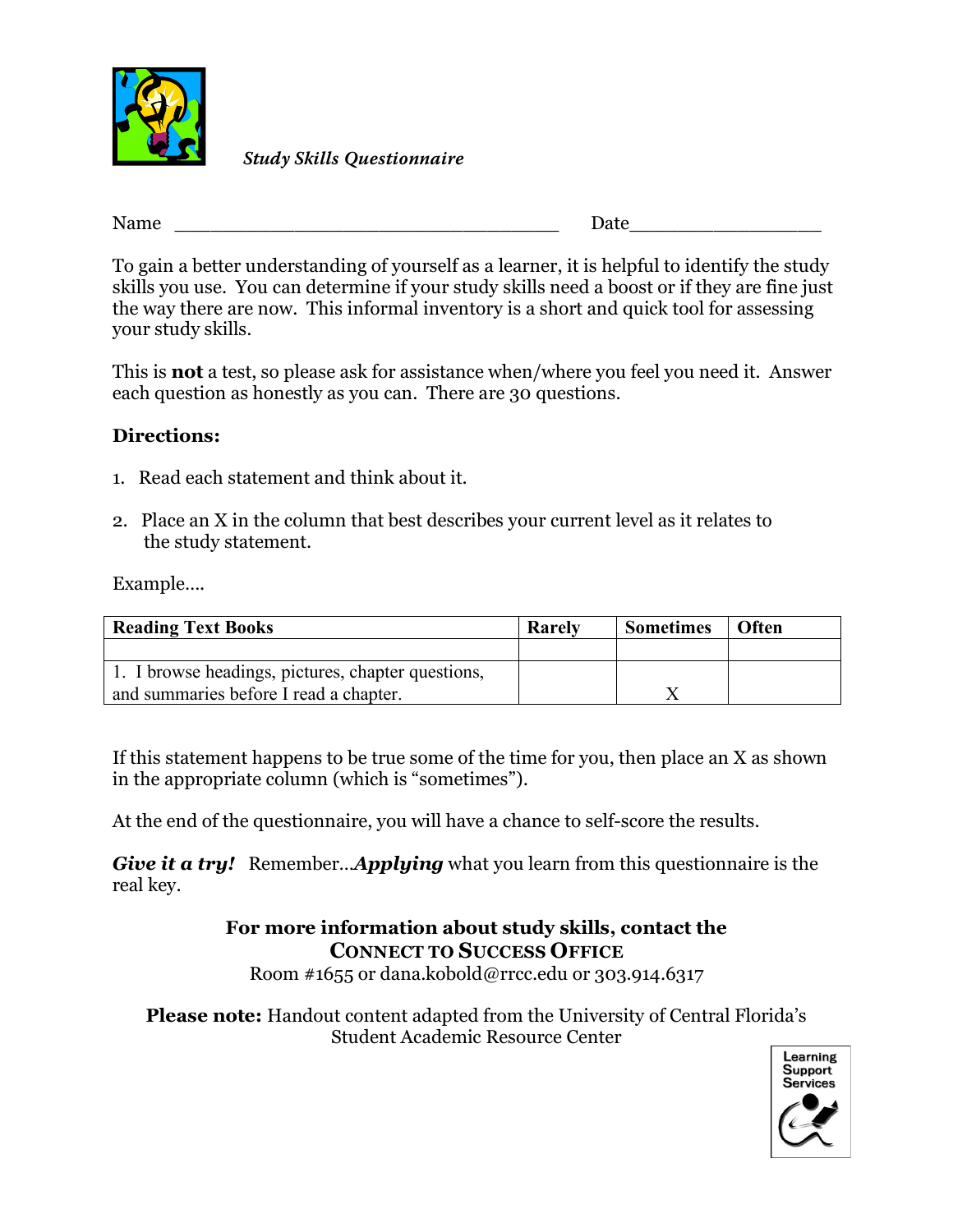*Study Skills Questionnaire*

Name ___________________________________ Date__________________

To gain a better understanding of yourself as a learner, it is helpful to identify the study skills you use. You can determine if your study skills need a boost or if they are fine just the way there are now. This informal inventory is a short and quick tool for assessing your study skills.

This is **not** a test, so please ask for assistance when/where you feel you need it. Answer each question as honestly as you can. There are 30 questions.

### Directions:

1. Read each statement and think about it.
2. Place an X in the column that best describes your current level as it relates to the study statement.

Example….

| Reading Text Books | Rarely | Sometimes | Often |
|---|---|---|---|
| | | | |
| 1. I browse headings, pictures, chapter questions, and summaries before I read a chapter. | | X | |

If this statement happens to be true some of the time for you, then place an X as shown in the appropriate column (which is "sometimes").

At the end of the questionnaire, you will have a chance to self-score the results.

***Give it a try!*** Remember…***Applying*** what you learn from this questionnaire is the real key.

**For more information about study skills, contact the**
**CONNECT TO SUCCESS OFFICE**
Room #1655 or dana.kobold@rrcc.edu or 303.914.6317

**Please note:** Handout content adapted from the University of Central Florida's Student Academic Resource Center

Learning Support Services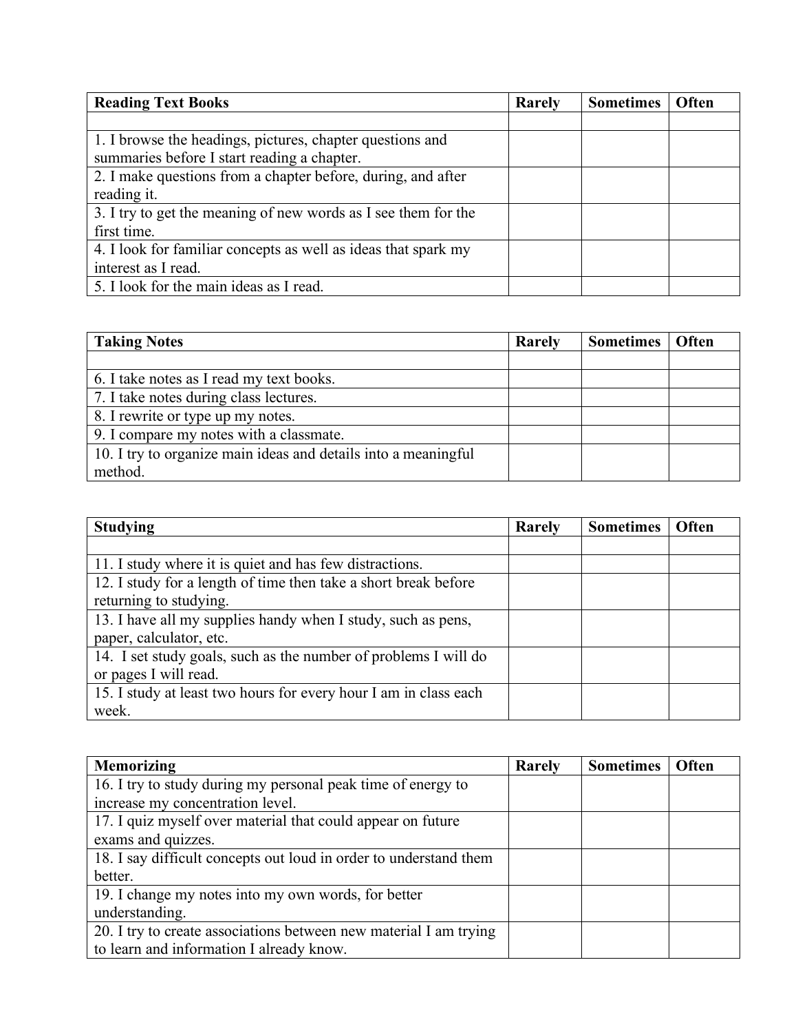| Reading Text Books | Rarely | Sometimes | Often |
|---|---|---|---|
| | | | |
| 1. I browse the headings, pictures, chapter questions and summaries before I start reading a chapter. | | | |
| 2. I make questions from a chapter before, during, and after reading it. | | | |
| 3. I try to get the meaning of new words as I see them for the first time. | | | |
| 4. I look for familiar concepts as well as ideas that spark my interest as I read. | | | |
| 5. I look for the main ideas as I read. | | | |

| Taking Notes | Rarely | Sometimes | Often |
|---|---|---|---|
| | | | |
| 6. I take notes as I read my text books. | | | |
| 7. I take notes during class lectures. | | | |
| 8. I rewrite or type up my notes. | | | |
| 9. I compare my notes with a classmate. | | | |
| 10. I try to organize main ideas and details into a meaningful method. | | | |

| Studying | Rarely | Sometimes | Often |
|---|---|---|---|
| | | | |
| 11. I study where it is quiet and has few distractions. | | | |
| 12. I study for a length of time then take a short break before returning to studying. | | | |
| 13. I have all my supplies handy when I study, such as pens, paper, calculator, etc. | | | |
| 14. I set study goals, such as the number of problems I will do or pages I will read. | | | |
| 15. I study at least two hours for every hour I am in class each week. | | | |

| Memorizing | Rarely | Sometimes | Often |
|---|---|---|---|
| 16. I try to study during my personal peak time of energy to increase my concentration level. | | | |
| 17. I quiz myself over material that could appear on future exams and quizzes. | | | |
| 18. I say difficult concepts out loud in order to understand them better. | | | |
| 19. I change my notes into my own words, for better understanding. | | | |
| 20. I try to create associations between new material I am trying to learn and information I already know. | | | |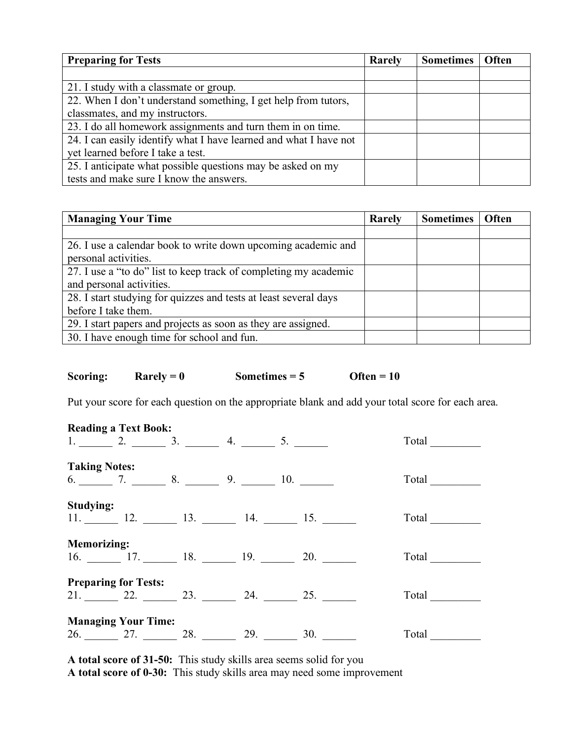| Preparing for Tests | Rarely | Sometimes | Often |
|---|---|---|---|
| | | | |
| 21. I study with a classmate or group. | | | |
| 22. When I don't understand something, I get help from tutors, classmates, and my instructors. | | | |
| 23. I do all homework assignments and turn them in on time. | | | |
| 24. I can easily identify what I have learned and what I have not yet learned before I take a test. | | | |
| 25. I anticipate what possible questions may be asked on my tests and make sure I know the answers. | | | |

| Managing Your Time | Rarely | Sometimes | Often |
|---|---|---|---|
| | | | |
| 26. I use a calendar book to write down upcoming academic and personal activities. | | | |
| 27. I use a "to do" list to keep track of completing my academic and personal activities. | | | |
| 28. I start studying for quizzes and tests at least several days before I take them. | | | |
| 29. I start papers and projects as soon as they are assigned. | | | |
| 30. I have enough time for school and fun. | | | |

**Scoring:** **Rarely = 0** **Sometimes = 5** **Often = 10**

Put your score for each question on the appropriate blank and add your total score for each area.

**Reading a Text Book:**
1. ______ 2. ______ 3. ______ 4. ______ 5. ______ Total _________

**Taking Notes:**
6. ______ 7. ______ 8. ______ 9. ______ 10. ______ Total _________

**Studying:**
11. ______ 12. ______ 13. ______ 14. ______ 15. ______ Total _________

**Memorizing:**
16. ______ 17. ______ 18. ______ 19. ______ 20. ______ Total _________

**Preparing for Tests:**
21. ______ 22. ______ 23. ______ 24. ______ 25. ______ Total _________

**Managing Your Time:**
26. ______ 27. ______ 28. ______ 29. ______ 30. ______ Total _________

**A total score of 31-50:** This study skills area seems solid for you
**A total score of 0-30:** This study skills area may need some improvement